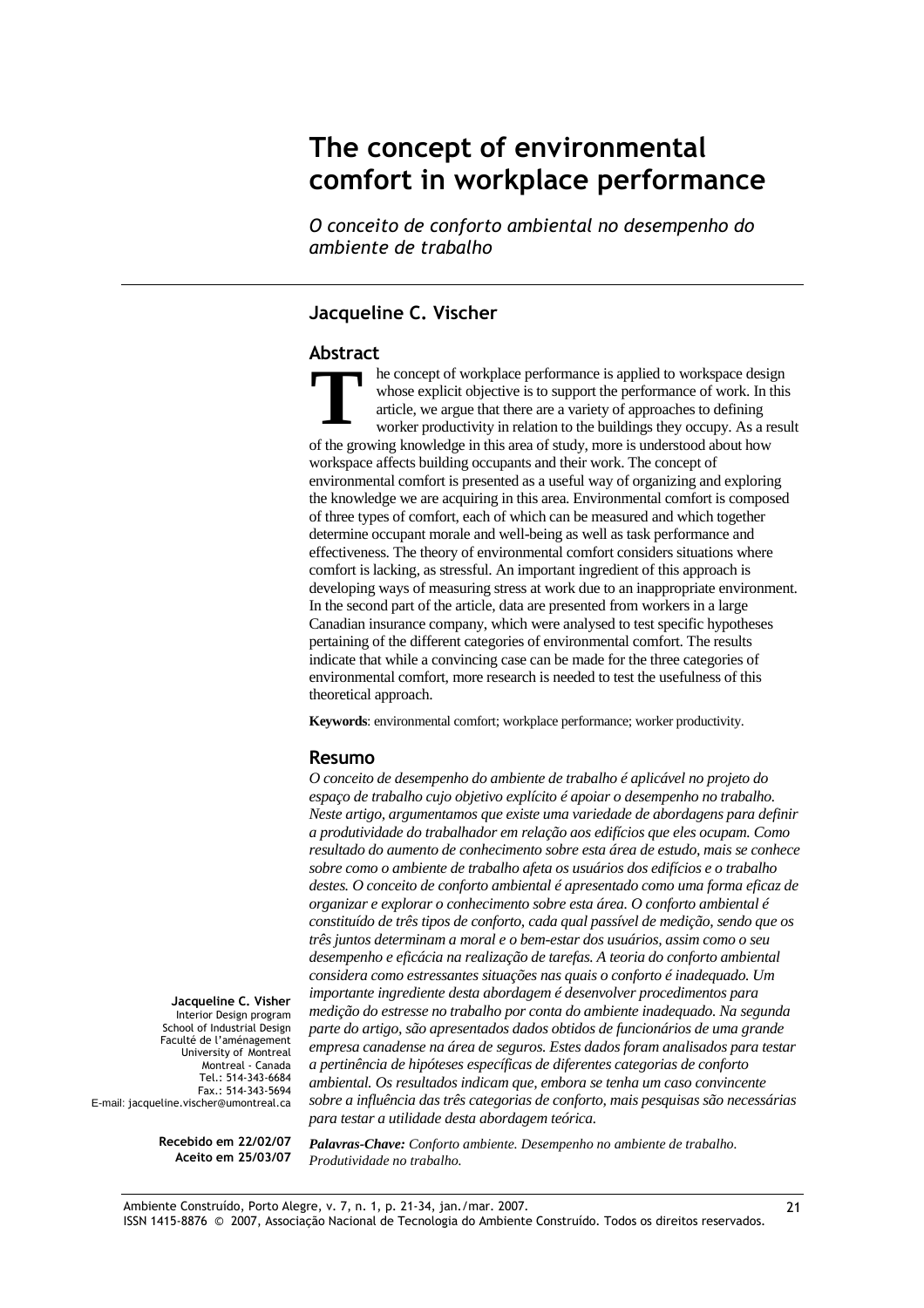# The concept of environmental comfort in workplace performance

*O conceito de conforto ambiental no desempenho do ambiente de trabalho*

## Jacqueline C. Vischer

### Abstract

The concept of workplace performance is applied to workspace design whose explicit objective is to support the performance of work. In this article, we argue that there are a variety of approaches to defining worker productivity in relation to the buildings they occupy. As a result of the growing knowledge in this area of study, more is understood about how workspace affects building occupants and their work. The concept of environmental comfort is presented as a useful way of organizing and exploring the knowledge we are acquiring in this area. Environmental comfort is composed of three types of comfort, each of which can be measured and which together determine occupant morale and well-being as well as task performance and effectiveness. The theory of environmental comfort considers situations where comfort is lacking, as stressful. An important ingredient of this approach is developing ways of measuring stress at work due to an inappropriate environment. In the second part of the article, data are presented from workers in a large Canadian insurance company, which were analysed to test specific hypotheses pertaining of the different categories of environmental comfort. The results indicate that while a convincing case can be made for the three categories of environmental comfort, more research is needed to test the usefulness of this theoretical approach.

**Keywords**: environmental comfort; workplace performance; worker productivity.

### Resumo

*O conceito de desempenho do ambiente de trabalho é aplicável no projeto do espaço de trabalho cujo objetivo explícito é apoiar o desempenho no trabalho. Neste artigo, argumentamos que existe uma variedade de abordagens para definir a produtividade do trabalhador em relação aos edifícios que eles ocupam. Como resultado do aumento de conhecimento sobre esta área de estudo, mais se conhece sobre como o ambiente de trabalho afeta os usuários dos edifícios e o trabalho destes. O conceito de conforto ambiental é apresentado como uma forma eficaz de organizar e explorar o conhecimento sobre esta área. O conforto ambiental é constituído de três tipos de conforto, cada qual passível de medição, sendo que os três juntos determinam a moral e o bem-estar dos usuários, assim como o seu desempenho e eficácia na realização de tarefas. A teoria do conforto ambiental considera como estressantes situações nas quais o conforto é inadequado. Um importante ingrediente desta abordagem é desenvolver procedimentos para medição do estresse no trabalho por conta do ambiente inadequado. Na segunda parte do artigo, são apresentados dados obtidos de funcionários de uma grande empresa canadense na área de seguros. Estes dados foram analisados para testar a pertinência de hipóteses específicas de diferentes categorias de conforto ambiental. Os resultados indicam que, embora se tenha um caso convincente sobre a influência das três categorias de conforto, mais pesquisas são necessárias para testar a utilidade desta abordagem teórica.*

***Palavras-Chave:*** *Conforto ambiente. Desempenho no ambiente de trabalho. Produtividade no trabalho.*

**Jacqueline C. Visher**
Interior Design program
School of Industrial Design
Faculté de l'aménagement
University of Montreal
Montreal - Canada
Tel.: 514-343-6684
Fax.: 514-343-5694
E-mail: jacqueline.vischer@umontreal.ca

**Recebido em 22/02/07**
**Aceito em 25/03/07**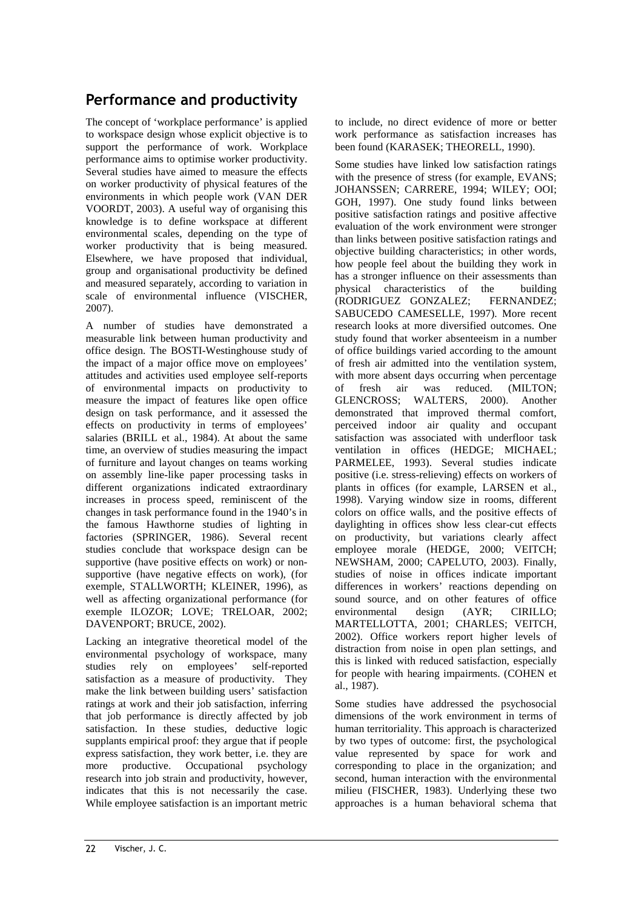## Performance and productivity

The concept of 'workplace performance' is applied to workspace design whose explicit objective is to support the performance of work. Workplace performance aims to optimise worker productivity. Several studies have aimed to measure the effects on worker productivity of physical features of the environments in which people work (VAN DER VOORDT, 2003). A useful way of organising this knowledge is to define workspace at different environmental scales, depending on the type of worker productivity that is being measured. Elsewhere, we have proposed that individual, group and organisational productivity be defined and measured separately, according to variation in scale of environmental influence (VISCHER, 2007).

A number of studies have demonstrated a measurable link between human productivity and office design. The BOSTI-Westinghouse study of the impact of a major office move on employees' attitudes and activities used employee self-reports of environmental impacts on productivity to measure the impact of features like open office design on task performance, and it assessed the effects on productivity in terms of employees' salaries (BRILL et al., 1984). At about the same time, an overview of studies measuring the impact of furniture and layout changes on teams working on assembly line-like paper processing tasks in different organizations indicated extraordinary increases in process speed, reminiscent of the changes in task performance found in the 1940's in the famous Hawthorne studies of lighting in factories (SPRINGER, 1986). Several recent studies conclude that workspace design can be supportive (have positive effects on work) or non-supportive (have negative effects on work), (for exemple, STALLWORTH; KLEINER, 1996), as well as affecting organizational performance (for exemple ILOZOR; LOVE; TRELOAR, 2002; DAVENPORT; BRUCE, 2002).

Lacking an integrative theoretical model of the environmental psychology of workspace, many studies rely on employees' self-reported satisfaction as a measure of productivity. They make the link between building users' satisfaction ratings at work and their job satisfaction, inferring that job performance is directly affected by job satisfaction. In these studies, deductive logic supplants empirical proof: they argue that if people express satisfaction, they work better, i.e. they are more productive. Occupational psychology research into job strain and productivity, however, indicates that this is not necessarily the case. While employee satisfaction is an important metric to include, no direct evidence of more or better work performance as satisfaction increases has been found (KARASEK; THEORELL, 1990).

Some studies have linked low satisfaction ratings with the presence of stress (for example, EVANS; JOHANSSEN; CARRERE, 1994; WILEY; OOI; GOH, 1997). One study found links between positive satisfaction ratings and positive affective evaluation of the work environment were stronger than links between positive satisfaction ratings and objective building characteristics; in other words, how people feel about the building they work in has a stronger influence on their assessments than physical characteristics of the building (RODRIGUEZ GONZALEZ; FERNANDEZ; SABUCEDO CAMESELLE, 1997). More recent research looks at more diversified outcomes. One study found that worker absenteeism in a number of office buildings varied according to the amount of fresh air admitted into the ventilation system, with more absent days occurring when percentage of fresh air was reduced. (MILTON; GLENCROSS; WALTERS, 2000). Another demonstrated that improved thermal comfort, perceived indoor air quality and occupant satisfaction was associated with underfloor task ventilation in offices (HEDGE; MICHAEL; PARMELEE, 1993). Several studies indicate positive (i.e. stress-relieving) effects on workers of plants in offices (for example, LARSEN et al., 1998). Varying window size in rooms, different colors on office walls, and the positive effects of daylighting in offices show less clear-cut effects on productivity, but variations clearly affect employee morale (HEDGE, 2000; VEITCH; NEWSHAM, 2000; CAPELUTO, 2003). Finally, studies of noise in offices indicate important differences in workers' reactions depending on sound source, and on other features of office environmental design (AYR; CIRILLO; MARTELLOTTA, 2001; CHARLES; VEITCH, 2002). Office workers report higher levels of distraction from noise in open plan settings, and this is linked with reduced satisfaction, especially for people with hearing impairments. (COHEN et al., 1987).

Some studies have addressed the psychosocial dimensions of the work environment in terms of human territoriality. This approach is characterized by two types of outcome: first, the psychological value represented by space for work and corresponding to place in the organization; and second, human interaction with the environmental milieu (FISCHER, 1983). Underlying these two approaches is a human behavioral schema that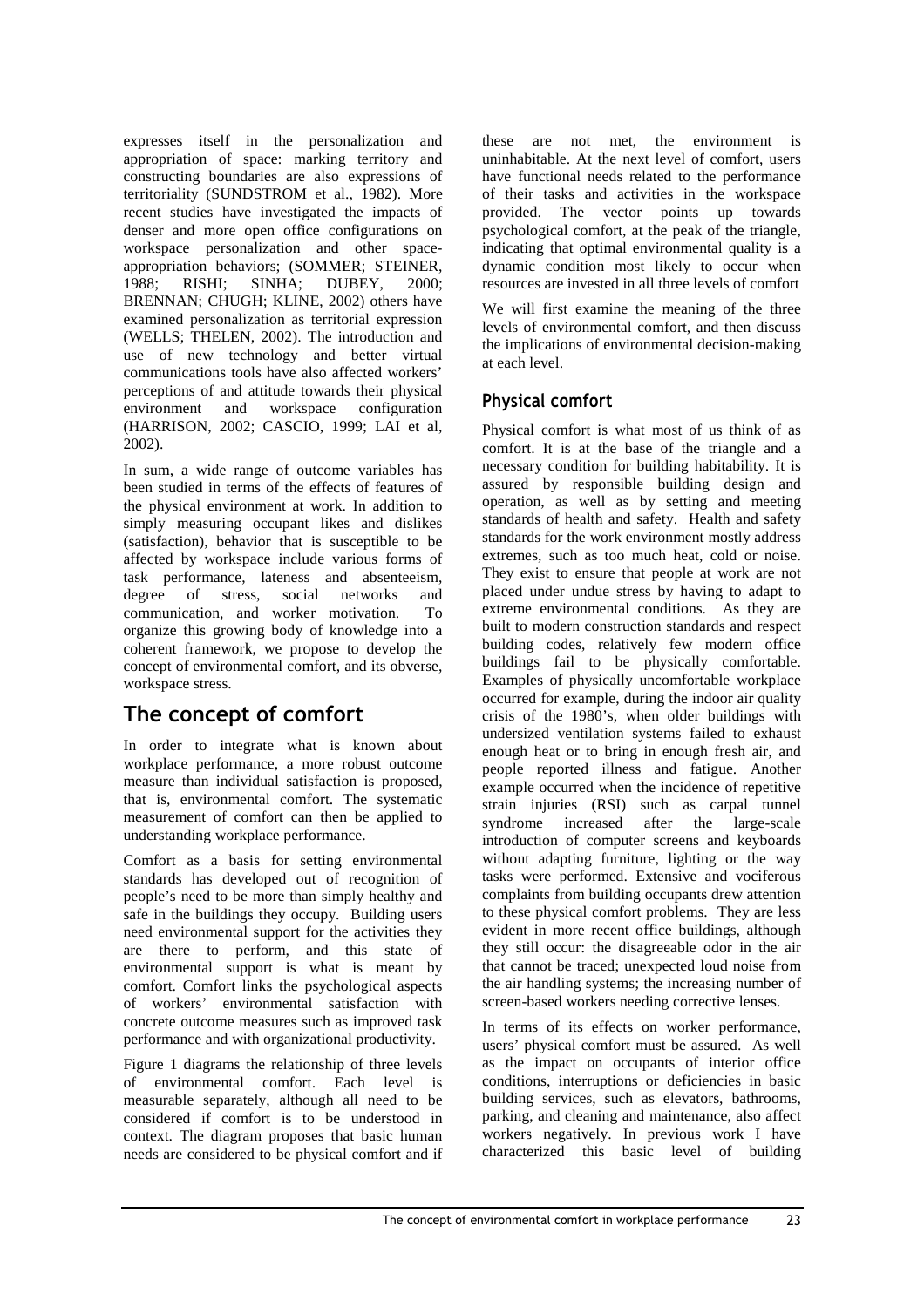expresses itself in the personalization and appropriation of space: marking territory and constructing boundaries are also expressions of territoriality (SUNDSTROM et al., 1982). More recent studies have investigated the impacts of denser and more open office configurations on workspace personalization and other space-appropriation behaviors; (SOMMER; STEINER, 1988; RISHI; SINHA; DUBEY, 2000; BRENNAN; CHUGH; KLINE, 2002) others have examined personalization as territorial expression (WELLS; THELEN, 2002). The introduction and use of new technology and better virtual communications tools have also affected workers' perceptions of and attitude towards their physical environment and workspace configuration (HARRISON, 2002; CASCIO, 1999; LAI et al, 2002).

In sum, a wide range of outcome variables has been studied in terms of the effects of features of the physical environment at work. In addition to simply measuring occupant likes and dislikes (satisfaction), behavior that is susceptible to be affected by workspace include various forms of task performance, lateness and absenteeism, degree of stress, social networks and communication, and worker motivation. To organize this growing body of knowledge into a coherent framework, we propose to develop the concept of environmental comfort, and its obverse, workspace stress.

## The concept of comfort

In order to integrate what is known about workplace performance, a more robust outcome measure than individual satisfaction is proposed, that is, environmental comfort. The systematic measurement of comfort can then be applied to understanding workplace performance.

Comfort as a basis for setting environmental standards has developed out of recognition of people's need to be more than simply healthy and safe in the buildings they occupy. Building users need environmental support for the activities they are there to perform, and this state of environmental support is what is meant by comfort. Comfort links the psychological aspects of workers' environmental satisfaction with concrete outcome measures such as improved task performance and with organizational productivity.

Figure 1 diagrams the relationship of three levels of environmental comfort. Each level is measurable separately, although all need to be considered if comfort is to be understood in context. The diagram proposes that basic human needs are considered to be physical comfort and if these are not met, the environment is uninhabitable. At the next level of comfort, users have functional needs related to the performance of their tasks and activities in the workspace provided. The vector points up towards psychological comfort, at the peak of the triangle, indicating that optimal environmental quality is a dynamic condition most likely to occur when resources are invested in all three levels of comfort

We will first examine the meaning of the three levels of environmental comfort, and then discuss the implications of environmental decision-making at each level.

### Physical comfort

Physical comfort is what most of us think of as comfort. It is at the base of the triangle and a necessary condition for building habitability. It is assured by responsible building design and operation, as well as by setting and meeting standards of health and safety. Health and safety standards for the work environment mostly address extremes, such as too much heat, cold or noise. They exist to ensure that people at work are not placed under undue stress by having to adapt to extreme environmental conditions. As they are built to modern construction standards and respect building codes, relatively few modern office buildings fail to be physically comfortable. Examples of physically uncomfortable workplace occurred for example, during the indoor air quality crisis of the 1980's, when older buildings with undersized ventilation systems failed to exhaust enough heat or to bring in enough fresh air, and people reported illness and fatigue. Another example occurred when the incidence of repetitive strain injuries (RSI) such as carpal tunnel syndrome increased after the large-scale introduction of computer screens and keyboards without adapting furniture, lighting or the way tasks were performed. Extensive and vociferous complaints from building occupants drew attention to these physical comfort problems. They are less evident in more recent office buildings, although they still occur: the disagreeable odor in the air that cannot be traced; unexpected loud noise from the air handling systems; the increasing number of screen-based workers needing corrective lenses.

In terms of its effects on worker performance, users' physical comfort must be assured. As well as the impact on occupants of interior office conditions, interruptions or deficiencies in basic building services, such as elevators, bathrooms, parking, and cleaning and maintenance, also affect workers negatively. In previous work I have characterized this basic level of building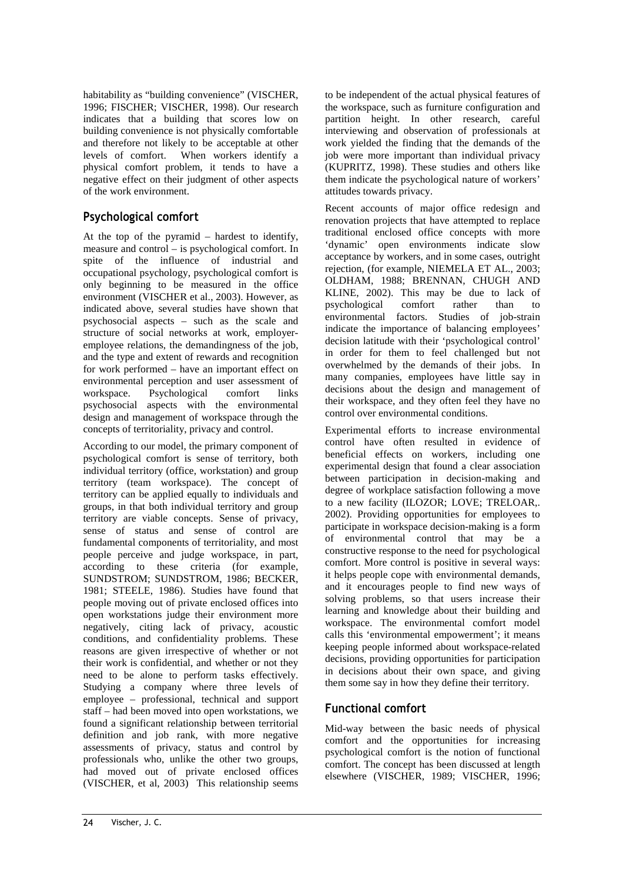habitability as "building convenience" (VISCHER, 1996; FISCHER; VISCHER, 1998). Our research indicates that a building that scores low on building convenience is not physically comfortable and therefore not likely to be acceptable at other levels of comfort. When workers identify a physical comfort problem, it tends to have a negative effect on their judgment of other aspects of the work environment.

## Psychological comfort

At the top of the pyramid – hardest to identify, measure and control – is psychological comfort. In spite of the influence of industrial and occupational psychology, psychological comfort is only beginning to be measured in the office environment (VISCHER et al., 2003). However, as indicated above, several studies have shown that psychosocial aspects – such as the scale and structure of social networks at work, employer-employee relations, the demandingness of the job, and the type and extent of rewards and recognition for work performed – have an important effect on environmental perception and user assessment of workspace. Psychological comfort links psychosocial aspects with the environmental design and management of workspace through the concepts of territoriality, privacy and control.

According to our model, the primary component of psychological comfort is sense of territory, both individual territory (office, workstation) and group territory (team workspace). The concept of territory can be applied equally to individuals and groups, in that both individual territory and group territory are viable concepts. Sense of privacy, sense of status and sense of control are fundamental components of territoriality, and most people perceive and judge workspace, in part, according to these criteria (for example, SUNDSTROM; SUNDSTROM, 1986; BECKER, 1981; STEELE, 1986). Studies have found that people moving out of private enclosed offices into open workstations judge their environment more negatively, citing lack of privacy, acoustic conditions, and confidentiality problems. These reasons are given irrespective of whether or not their work is confidential, and whether or not they need to be alone to perform tasks effectively. Studying a company where three levels of employee – professional, technical and support staff – had been moved into open workstations, we found a significant relationship between territorial definition and job rank, with more negative assessments of privacy, status and control by professionals who, unlike the other two groups, had moved out of private enclosed offices (VISCHER, et al, 2003) This relationship seems to be independent of the actual physical features of the workspace, such as furniture configuration and partition height. In other research, careful interviewing and observation of professionals at work yielded the finding that the demands of the job were more important than individual privacy (KUPRITZ, 1998). These studies and others like them indicate the psychological nature of workers' attitudes towards privacy.

Recent accounts of major office redesign and renovation projects that have attempted to replace traditional enclosed office concepts with more 'dynamic' open environments indicate slow acceptance by workers, and in some cases, outright rejection, (for example, NIEMELA ET AL., 2003; OLDHAM, 1988; BRENNAN, CHUGH AND KLINE, 2002). This may be due to lack of psychological comfort rather than to environmental factors. Studies of job-strain indicate the importance of balancing employees' decision latitude with their 'psychological control' in order for them to feel challenged but not overwhelmed by the demands of their jobs. In many companies, employees have little say in decisions about the design and management of their workspace, and they often feel they have no control over environmental conditions.

Experimental efforts to increase environmental control have often resulted in evidence of beneficial effects on workers, including one experimental design that found a clear association between participation in decision-making and degree of workplace satisfaction following a move to a new facility (ILOZOR; LOVE; TRELOAR,. 2002). Providing opportunities for employees to participate in workspace decision-making is a form of environmental control that may be a constructive response to the need for psychological comfort. More control is positive in several ways: it helps people cope with environmental demands, and it encourages people to find new ways of solving problems, so that users increase their learning and knowledge about their building and workspace. The environmental comfort model calls this 'environmental empowerment'; it means keeping people informed about workspace-related decisions, providing opportunities for participation in decisions about their own space, and giving them some say in how they define their territory.

## Functional comfort

Mid-way between the basic needs of physical comfort and the opportunities for increasing psychological comfort is the notion of functional comfort. The concept has been discussed at length elsewhere (VISCHER, 1989; VISCHER, 1996;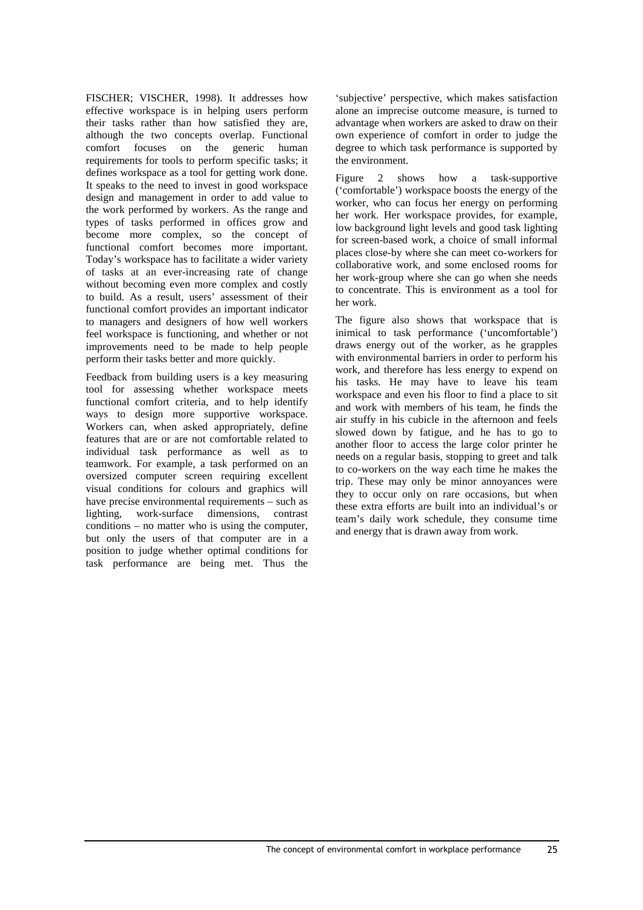FISCHER; VISCHER, 1998). It addresses how effective workspace is in helping users perform their tasks rather than how satisfied they are, although the two concepts overlap. Functional comfort focuses on the generic human requirements for tools to perform specific tasks; it defines workspace as a tool for getting work done. It speaks to the need to invest in good workspace design and management in order to add value to the work performed by workers. As the range and types of tasks performed in offices grow and become more complex, so the concept of functional comfort becomes more important. Today's workspace has to facilitate a wider variety of tasks at an ever-increasing rate of change without becoming even more complex and costly to build. As a result, users' assessment of their functional comfort provides an important indicator to managers and designers of how well workers feel workspace is functioning, and whether or not improvements need to be made to help people perform their tasks better and more quickly.

Feedback from building users is a key measuring tool for assessing whether workspace meets functional comfort criteria, and to help identify ways to design more supportive workspace. Workers can, when asked appropriately, define features that are or are not comfortable related to individual task performance as well as to teamwork. For example, a task performed on an oversized computer screen requiring excellent visual conditions for colours and graphics will have precise environmental requirements – such as lighting, work-surface dimensions, contrast conditions – no matter who is using the computer, but only the users of that computer are in a position to judge whether optimal conditions for task performance are being met. Thus the 'subjective' perspective, which makes satisfaction alone an imprecise outcome measure, is turned to advantage when workers are asked to draw on their own experience of comfort in order to judge the degree to which task performance is supported by the environment.

Figure 2 shows how a task-supportive ('comfortable') workspace boosts the energy of the worker, who can focus her energy on performing her work. Her workspace provides, for example, low background light levels and good task lighting for screen-based work, a choice of small informal places close-by where she can meet co-workers for collaborative work, and some enclosed rooms for her work-group where she can go when she needs to concentrate. This is environment as a tool for her work.

The figure also shows that workspace that is inimical to task performance ('uncomfortable') draws energy out of the worker, as he grapples with environmental barriers in order to perform his work, and therefore has less energy to expend on his tasks. He may have to leave his team workspace and even his floor to find a place to sit and work with members of his team, he finds the air stuffy in his cubicle in the afternoon and feels slowed down by fatigue, and he has to go to another floor to access the large color printer he needs on a regular basis, stopping to greet and talk to co-workers on the way each time he makes the trip. These may only be minor annoyances were they to occur only on rare occasions, but when these extra efforts are built into an individual's or team's daily work schedule, they consume time and energy that is drawn away from work.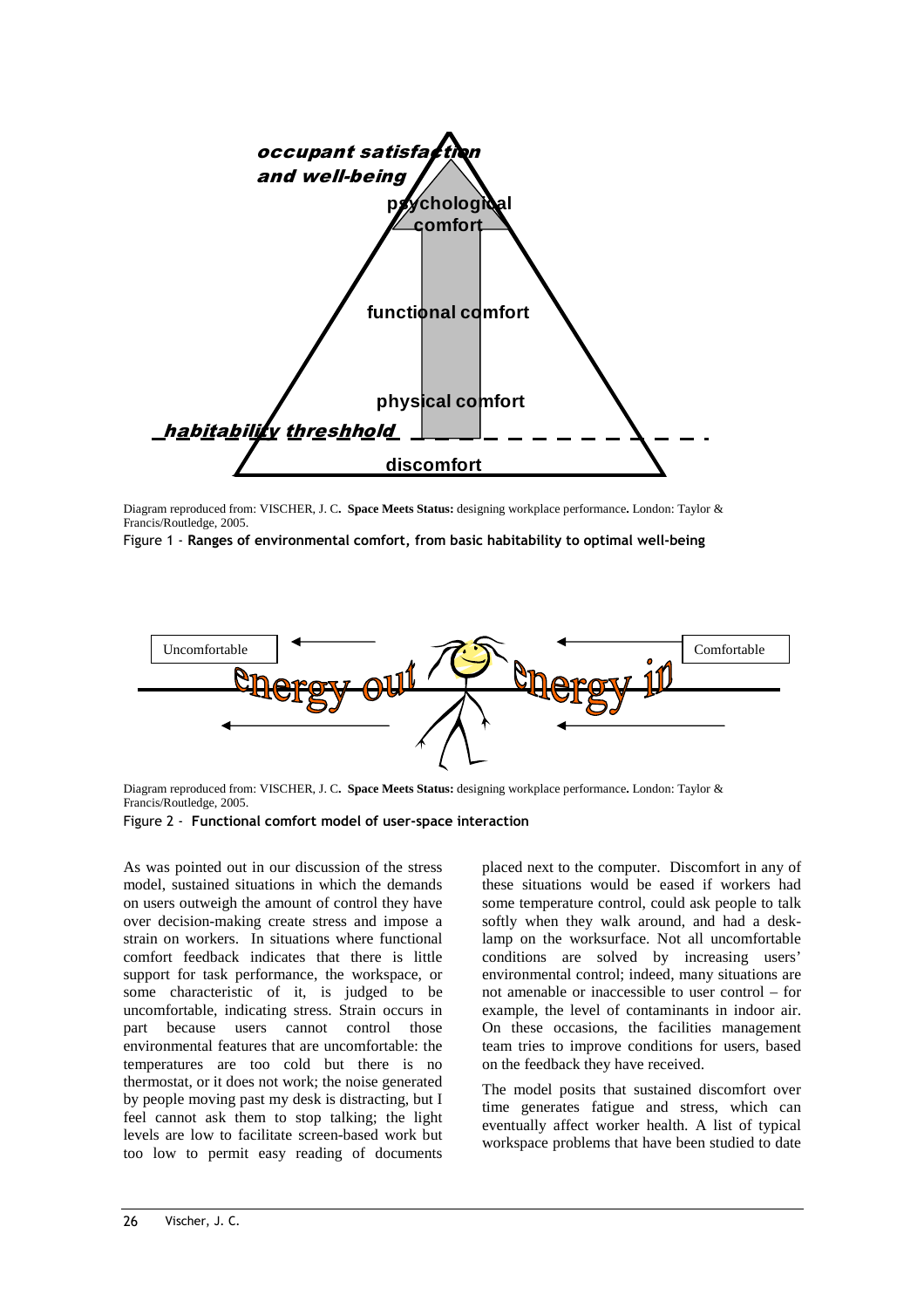Diagram reproduced from: VISCHER, J. C. **Space Meets Status:** designing workplace performance. London: Taylor & Francis/Routledge, 2005.

Figure 1 - **Ranges of environmental comfort, from basic habitability to optimal well-being**

Diagram reproduced from: VISCHER, J. C. **Space Meets Status:** designing workplace performance. London: Taylor & Francis/Routledge, 2005.

Figure 2 - **Functional comfort model of user-space interaction**

As was pointed out in our discussion of the stress model, sustained situations in which the demands on users outweigh the amount of control they have over decision-making create stress and impose a strain on workers. In situations where functional comfort feedback indicates that there is little support for task performance, the workspace, or some characteristic of it, is judged to be uncomfortable, indicating stress. Strain occurs in part because users cannot control those environmental features that are uncomfortable: the temperatures are too cold but there is no thermostat, or it does not work; the noise generated by people moving past my desk is distracting, but I feel cannot ask them to stop talking; the light levels are low to facilitate screen-based work but too low to permit easy reading of documents placed next to the computer. Discomfort in any of these situations would be eased if workers had some temperature control, could ask people to talk softly when they walk around, and had a desk-lamp on the worksurface. Not all uncomfortable conditions are solved by increasing users' environmental control; indeed, many situations are not amenable or inaccessible to user control – for example, the level of contaminants in indoor air. On these occasions, the facilities management team tries to improve conditions for users, based on the feedback they have received.

The model posits that sustained discomfort over time generates fatigue and stress, which can eventually affect worker health. A list of typical workspace problems that have been studied to date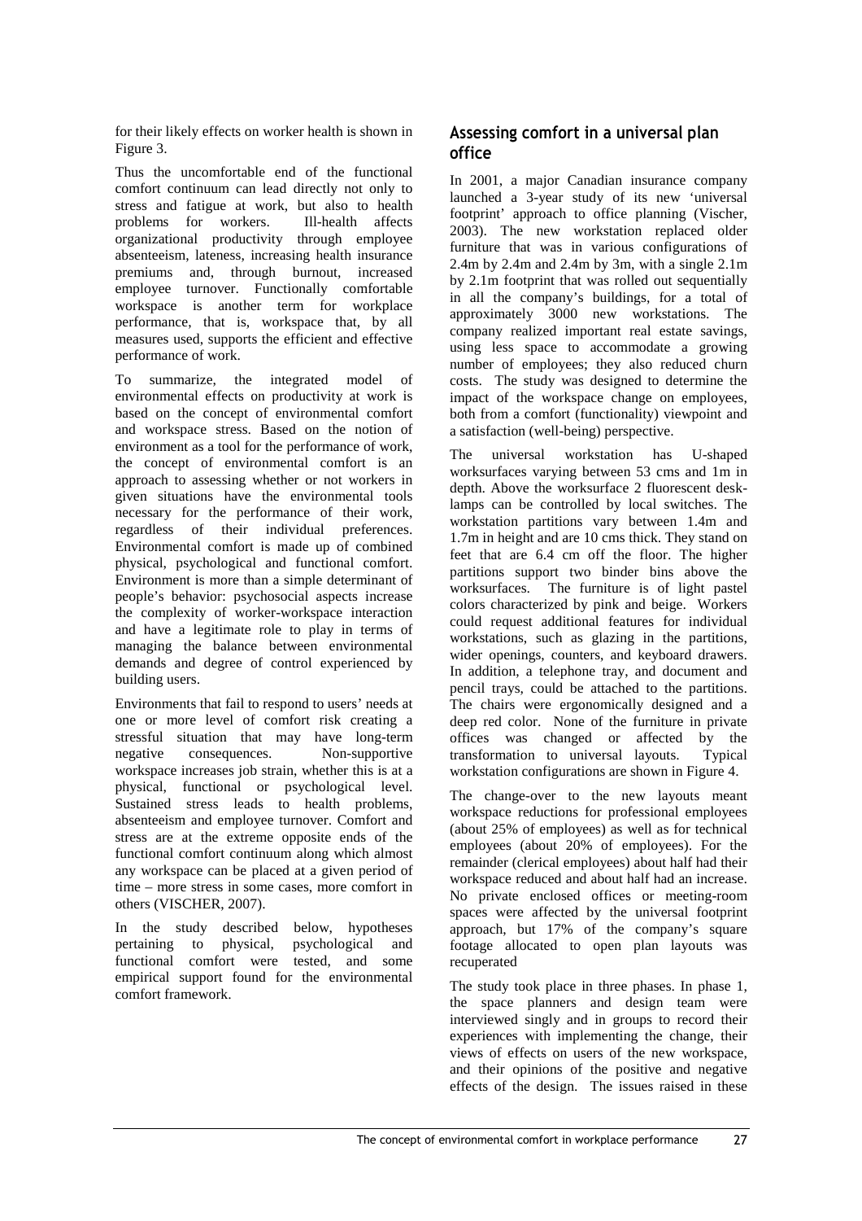for their likely effects on worker health is shown in Figure 3.

Thus the uncomfortable end of the functional comfort continuum can lead directly not only to stress and fatigue at work, but also to health problems for workers. Ill-health affects organizational productivity through employee absenteeism, lateness, increasing health insurance premiums and, through burnout, increased employee turnover. Functionally comfortable workspace is another term for workplace performance, that is, workspace that, by all measures used, supports the efficient and effective performance of work.

To summarize, the integrated model of environmental effects on productivity at work is based on the concept of environmental comfort and workspace stress. Based on the notion of environment as a tool for the performance of work, the concept of environmental comfort is an approach to assessing whether or not workers in given situations have the environmental tools necessary for the performance of their work, regardless of their individual preferences. Environmental comfort is made up of combined physical, psychological and functional comfort. Environment is more than a simple determinant of people's behavior: psychosocial aspects increase the complexity of worker-workspace interaction and have a legitimate role to play in terms of managing the balance between environmental demands and degree of control experienced by building users.

Environments that fail to respond to users' needs at one or more level of comfort risk creating a stressful situation that may have long-term negative consequences. Non-supportive workspace increases job strain, whether this is at a physical, functional or psychological level. Sustained stress leads to health problems, absenteeism and employee turnover. Comfort and stress are at the extreme opposite ends of the functional comfort continuum along which almost any workspace can be placed at a given period of time – more stress in some cases, more comfort in others (VISCHER, 2007).

In the study described below, hypotheses pertaining to physical, psychological and functional comfort were tested, and some empirical support found for the environmental comfort framework.

## Assessing comfort in a universal plan office

In 2001, a major Canadian insurance company launched a 3-year study of its new 'universal footprint' approach to office planning (Vischer, 2003). The new workstation replaced older furniture that was in various configurations of 2.4m by 2.4m and 2.4m by 3m, with a single 2.1m by 2.1m footprint that was rolled out sequentially in all the company's buildings, for a total of approximately 3000 new workstations. The company realized important real estate savings, using less space to accommodate a growing number of employees; they also reduced churn costs. The study was designed to determine the impact of the workspace change on employees, both from a comfort (functionality) viewpoint and a satisfaction (well-being) perspective.

The universal workstation has U-shaped worksurfaces varying between 53 cms and 1m in depth. Above the worksurface 2 fluorescent desk-lamps can be controlled by local switches. The workstation partitions vary between 1.4m and 1.7m in height and are 10 cms thick. They stand on feet that are 6.4 cm off the floor. The higher partitions support two binder bins above the worksurfaces. The furniture is of light pastel colors characterized by pink and beige. Workers could request additional features for individual workstations, such as glazing in the partitions, wider openings, counters, and keyboard drawers. In addition, a telephone tray, and document and pencil trays, could be attached to the partitions. The chairs were ergonomically designed and a deep red color. None of the furniture in private offices was changed or affected by the transformation to universal layouts. Typical workstation configurations are shown in Figure 4.

The change-over to the new layouts meant workspace reductions for professional employees (about 25% of employees) as well as for technical employees (about 20% of employees). For the remainder (clerical employees) about half had their workspace reduced and about half had an increase. No private enclosed offices or meeting-room spaces were affected by the universal footprint approach, but 17% of the company's square footage allocated to open plan layouts was recuperated

The study took place in three phases. In phase 1, the space planners and design team were interviewed singly and in groups to record their experiences with implementing the change, their views of effects on users of the new workspace, and their opinions of the positive and negative effects of the design. The issues raised in these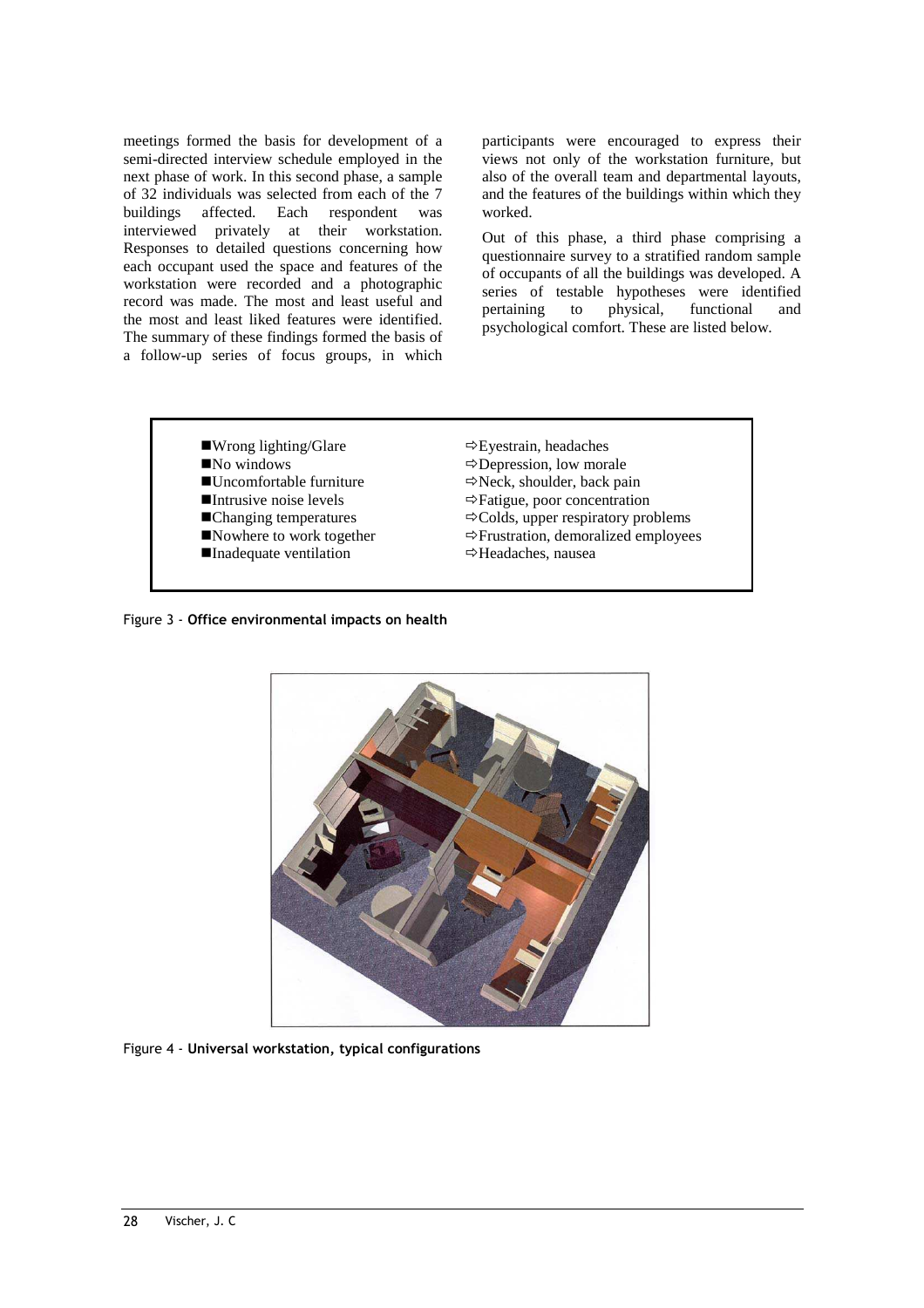meetings formed the basis for development of a semi-directed interview schedule employed in the next phase of work. In this second phase, a sample of 32 individuals was selected from each of the 7 buildings affected. Each respondent was interviewed privately at their workstation. Responses to detailed questions concerning how each occupant used the space and features of the workstation were recorded and a photographic record was made. The most and least useful and the most and least liked features were identified. The summary of these findings formed the basis of a follow-up series of focus groups, in which participants were encouraged to express their views not only of the workstation furniture, but also of the overall team and departmental layouts, and the features of the buildings within which they worked.

Out of this phase, a third phase comprising a questionnaire survey to a stratified random sample of occupants of all the buildings was developed. A series of testable hypotheses were identified pertaining to physical, functional and psychological comfort. These are listed below.

| | |
|---|---|
| ■Wrong lighting/Glare | ⇨Eyestrain, headaches |
| ■No windows | ⇨Depression, low morale |
| ■Uncomfortable furniture | ⇨Neck, shoulder, back pain |
| ■Intrusive noise levels | ⇨Fatigue, poor concentration |
| ■Changing temperatures | ⇨Colds, upper respiratory problems |
| ■Nowhere to work together | ⇨Frustration, demoralized employees |
| ■Inadequate ventilation | ⇨Headaches, nausea |

Figure 3 - **Office environmental impacts on health**

Figure 4 - **Universal workstation, typical configurations**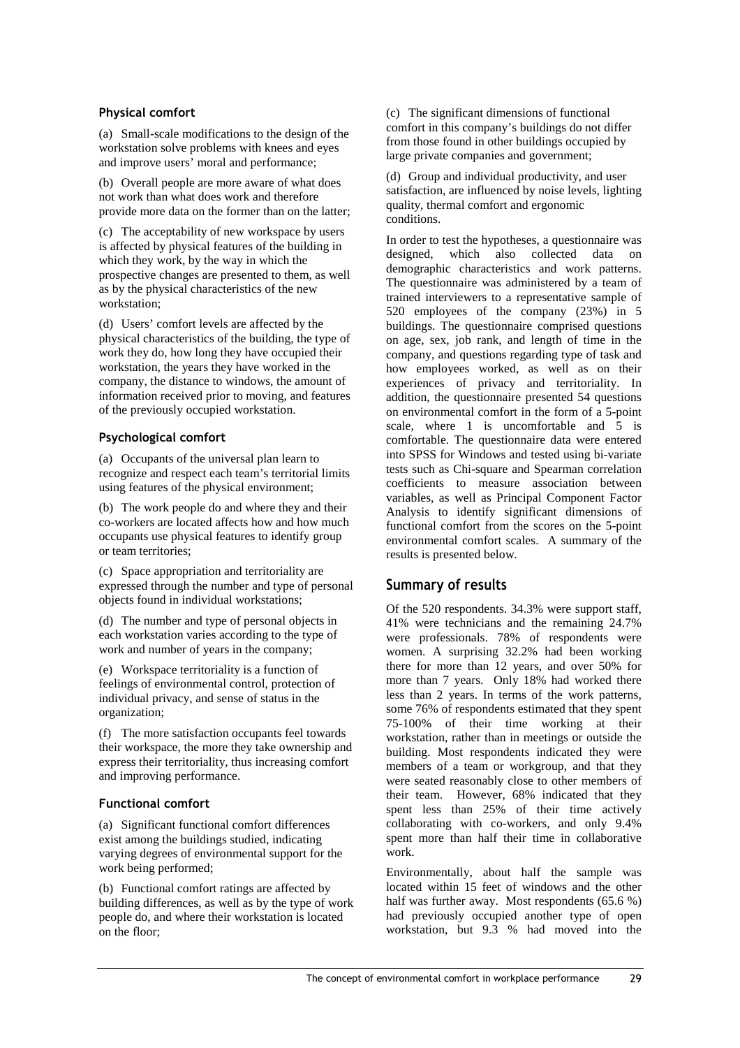### Physical comfort

(a) Small-scale modifications to the design of the workstation solve problems with knees and eyes and improve users' moral and performance;

(b) Overall people are more aware of what does not work than what does work and therefore provide more data on the former than on the latter;

(c) The acceptability of new workspace by users is affected by physical features of the building in which they work, by the way in which the prospective changes are presented to them, as well as by the physical characteristics of the new workstation;

(d) Users' comfort levels are affected by the physical characteristics of the building, the type of work they do, how long they have occupied their workstation, the years they have worked in the company, the distance to windows, the amount of information received prior to moving, and features of the previously occupied workstation.

### Psychological comfort

(a) Occupants of the universal plan learn to recognize and respect each team's territorial limits using features of the physical environment;

(b) The work people do and where they and their co-workers are located affects how and how much occupants use physical features to identify group or team territories;

(c) Space appropriation and territoriality are expressed through the number and type of personal objects found in individual workstations;

(d) The number and type of personal objects in each workstation varies according to the type of work and number of years in the company;

(e) Workspace territoriality is a function of feelings of environmental control, protection of individual privacy, and sense of status in the organization;

(f) The more satisfaction occupants feel towards their workspace, the more they take ownership and express their territoriality, thus increasing comfort and improving performance.

### Functional comfort

(a) Significant functional comfort differences exist among the buildings studied, indicating varying degrees of environmental support for the work being performed;

(b) Functional comfort ratings are affected by building differences, as well as by the type of work people do, and where their workstation is located on the floor;

(c) The significant dimensions of functional comfort in this company's buildings do not differ from those found in other buildings occupied by large private companies and government;

(d) Group and individual productivity, and user satisfaction, are influenced by noise levels, lighting quality, thermal comfort and ergonomic conditions.

In order to test the hypotheses, a questionnaire was designed, which also collected data on demographic characteristics and work patterns. The questionnaire was administered by a team of trained interviewers to a representative sample of 520 employees of the company (23%) in 5 buildings. The questionnaire comprised questions on age, sex, job rank, and length of time in the company, and questions regarding type of task and how employees worked, as well as on their experiences of privacy and territoriality. In addition, the questionnaire presented 54 questions on environmental comfort in the form of a 5-point scale, where 1 is uncomfortable and 5 is comfortable. The questionnaire data were entered into SPSS for Windows and tested using bi-variate tests such as Chi-square and Spearman correlation coefficients to measure association between variables, as well as Principal Component Factor Analysis to identify significant dimensions of functional comfort from the scores on the 5-point environmental comfort scales. A summary of the results is presented below.

## Summary of results

Of the 520 respondents. 34.3% were support staff, 41% were technicians and the remaining 24.7% were professionals. 78% of respondents were women. A surprising 32.2% had been working there for more than 12 years, and over 50% for more than 7 years. Only 18% had worked there less than 2 years. In terms of the work patterns, some 76% of respondents estimated that they spent 75-100% of their time working at their workstation, rather than in meetings or outside the building. Most respondents indicated they were members of a team or workgroup, and that they were seated reasonably close to other members of their team. However, 68% indicated that they spent less than 25% of their time actively collaborating with co-workers, and only 9.4% spent more than half their time in collaborative work.

Environmentally, about half the sample was located within 15 feet of windows and the other half was further away. Most respondents (65.6 %) had previously occupied another type of open workstation, but 9.3 % had moved into the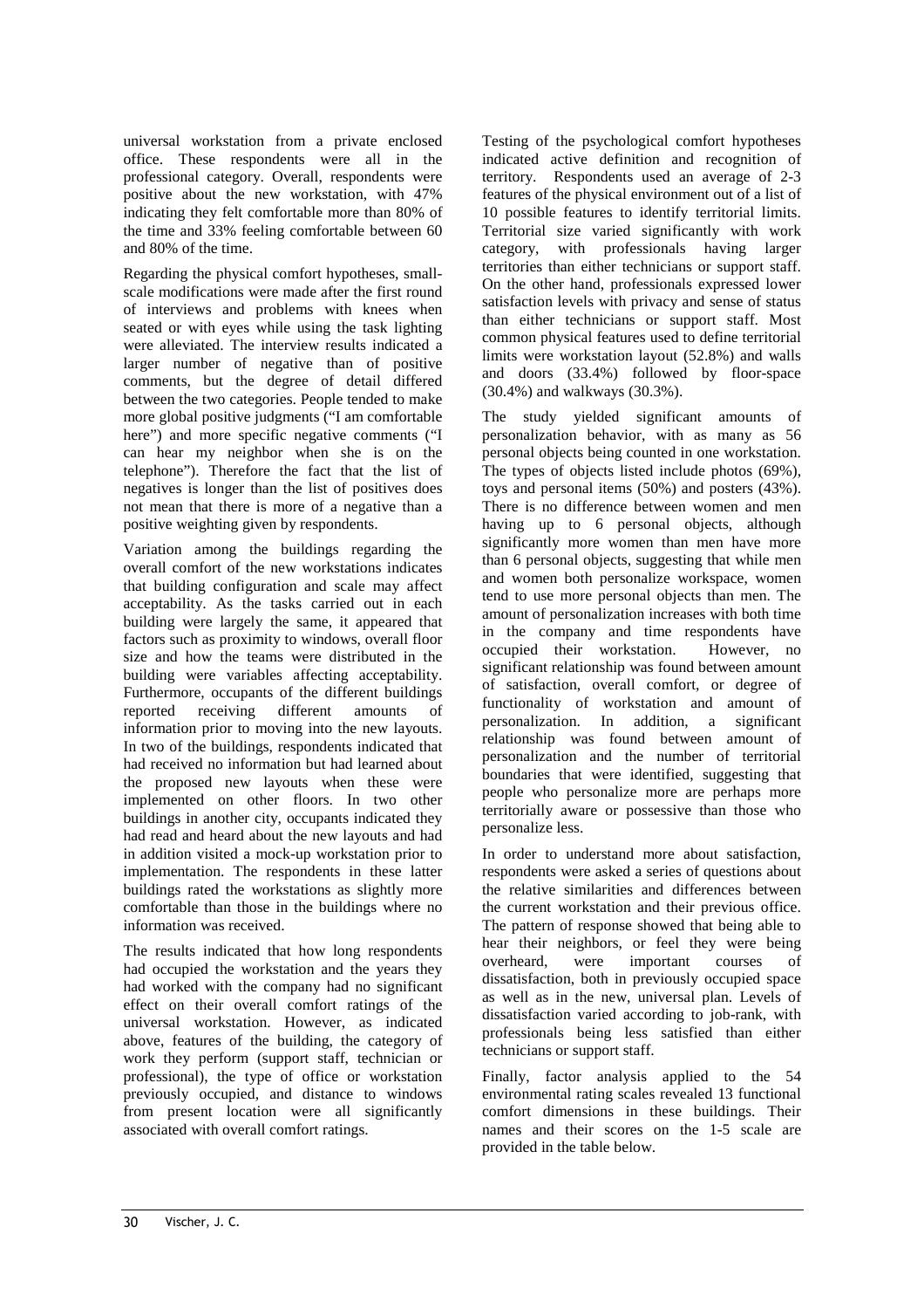universal workstation from a private enclosed office. These respondents were all in the professional category. Overall, respondents were positive about the new workstation, with 47% indicating they felt comfortable more than 80% of the time and 33% feeling comfortable between 60 and 80% of the time.

Regarding the physical comfort hypotheses, small-scale modifications were made after the first round of interviews and problems with knees when seated or with eyes while using the task lighting were alleviated. The interview results indicated a larger number of negative than of positive comments, but the degree of detail differed between the two categories. People tended to make more global positive judgments ("I am comfortable here") and more specific negative comments ("I can hear my neighbor when she is on the telephone"). Therefore the fact that the list of negatives is longer than the list of positives does not mean that there is more of a negative than a positive weighting given by respondents.

Variation among the buildings regarding the overall comfort of the new workstations indicates that building configuration and scale may affect acceptability. As the tasks carried out in each building were largely the same, it appeared that factors such as proximity to windows, overall floor size and how the teams were distributed in the building were variables affecting acceptability. Furthermore, occupants of the different buildings reported receiving different amounts of information prior to moving into the new layouts. In two of the buildings, respondents indicated that had received no information but had learned about the proposed new layouts when these were implemented on other floors. In two other buildings in another city, occupants indicated they had read and heard about the new layouts and had in addition visited a mock-up workstation prior to implementation. The respondents in these latter buildings rated the workstations as slightly more comfortable than those in the buildings where no information was received.

The results indicated that how long respondents had occupied the workstation and the years they had worked with the company had no significant effect on their overall comfort ratings of the universal workstation. However, as indicated above, features of the building, the category of work they perform (support staff, technician or professional), the type of office or workstation previously occupied, and distance to windows from present location were all significantly associated with overall comfort ratings.

Testing of the psychological comfort hypotheses indicated active definition and recognition of territory. Respondents used an average of 2-3 features of the physical environment out of a list of 10 possible features to identify territorial limits. Territorial size varied significantly with work category, with professionals having larger territories than either technicians or support staff. On the other hand, professionals expressed lower satisfaction levels with privacy and sense of status than either technicians or support staff. Most common physical features used to define territorial limits were workstation layout (52.8%) and walls and doors (33.4%) followed by floor-space (30.4%) and walkways (30.3%).

The study yielded significant amounts of personalization behavior, with as many as 56 personal objects being counted in one workstation. The types of objects listed include photos (69%), toys and personal items (50%) and posters (43%). There is no difference between women and men having up to 6 personal objects, although significantly more women than men have more than 6 personal objects, suggesting that while men and women both personalize workspace, women tend to use more personal objects than men. The amount of personalization increases with both time in the company and time respondents have occupied their workstation. However, no significant relationship was found between amount of satisfaction, overall comfort, or degree of functionality of workstation and amount of personalization. In addition, a significant relationship was found between amount of personalization and the number of territorial boundaries that were identified, suggesting that people who personalize more are perhaps more territorially aware or possessive than those who personalize less.

In order to understand more about satisfaction, respondents were asked a series of questions about the relative similarities and differences between the current workstation and their previous office. The pattern of response showed that being able to hear their neighbors, or feel they were being overheard, were important courses of dissatisfaction, both in previously occupied space as well as in the new, universal plan. Levels of dissatisfaction varied according to job-rank, with professionals being less satisfied than either technicians or support staff.

Finally, factor analysis applied to the 54 environmental rating scales revealed 13 functional comfort dimensions in these buildings. Their names and their scores on the 1-5 scale are provided in the table below.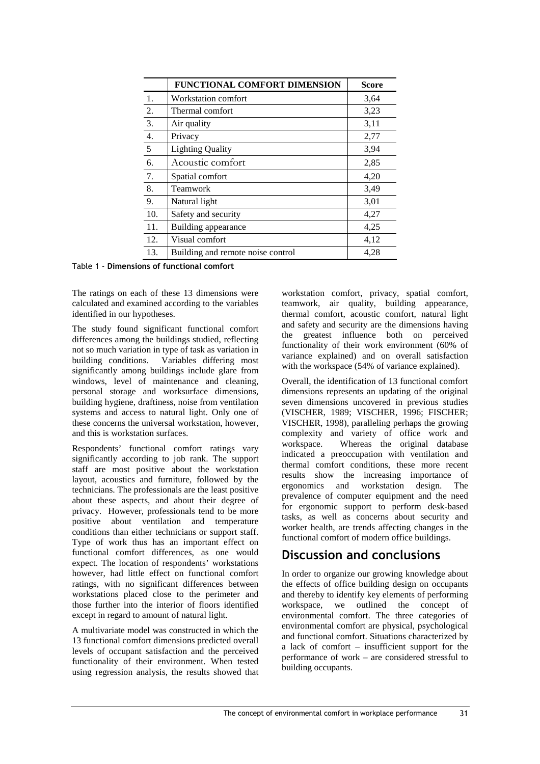| | FUNCTIONAL COMFORT DIMENSION | Score |
|---|---|---|
| 1. | Workstation comfort | 3,64 |
| 2. | Thermal comfort | 3,23 |
| 3. | Air quality | 3,11 |
| 4. | Privacy | 2,77 |
| 5 | Lighting Quality | 3,94 |
| 6. | Acoustic comfort | 2,85 |
| 7. | Spatial comfort | 4,20 |
| 8. | Teamwork | 3,49 |
| 9. | Natural light | 3,01 |
| 10. | Safety and security | 4,27 |
| 11. | Building appearance | 4,25 |
| 12. | Visual comfort | 4,12 |
| 13. | Building and remote noise control | 4,28 |

Table 1 - **Dimensions of functional comfort**

The ratings on each of these 13 dimensions were calculated and examined according to the variables identified in our hypotheses.

The study found significant functional comfort differences among the buildings studied, reflecting not so much variation in type of task as variation in building conditions. Variables differing most significantly among buildings include glare from windows, level of maintenance and cleaning, personal storage and worksurface dimensions, building hygiene, draftiness, noise from ventilation systems and access to natural light. Only one of these concerns the universal workstation, however, and this is workstation surfaces.

Respondents' functional comfort ratings vary significantly according to job rank. The support staff are most positive about the workstation layout, acoustics and furniture, followed by the technicians. The professionals are the least positive about these aspects, and about their degree of privacy. However, professionals tend to be more positive about ventilation and temperature conditions than either technicians or support staff. Type of work thus has an important effect on functional comfort differences, as one would expect. The location of respondents' workstations however, had little effect on functional comfort ratings, with no significant differences between workstations placed close to the perimeter and those further into the interior of floors identified except in regard to amount of natural light.

A multivariate model was constructed in which the 13 functional comfort dimensions predicted overall levels of occupant satisfaction and the perceived functionality of their environment. When tested using regression analysis, the results showed that workstation comfort, privacy, spatial comfort, teamwork, air quality, building appearance, thermal comfort, acoustic comfort, natural light and safety and security are the dimensions having the greatest influence both on perceived functionality of their work environment (60% of variance explained) and on overall satisfaction with the workspace (54% of variance explained).

Overall, the identification of 13 functional comfort dimensions represents an updating of the original seven dimensions uncovered in previous studies (VISCHER, 1989; VISCHER, 1996; FISCHER; VISCHER, 1998), paralleling perhaps the growing complexity and variety of office work and workspace. Whereas the original database indicated a preoccupation with ventilation and thermal comfort conditions, these more recent results show the increasing importance of ergonomics and workstation design. The prevalence of computer equipment and the need for ergonomic support to perform desk-based tasks, as well as concerns about security and worker health, are trends affecting changes in the functional comfort of modern office buildings.

## Discussion and conclusions

In order to organize our growing knowledge about the effects of office building design on occupants and thereby to identify key elements of performing workspace, we outlined the concept of environmental comfort. The three categories of environmental comfort are physical, psychological and functional comfort. Situations characterized by a lack of comfort – insufficient support for the performance of work – are considered stressful to building occupants.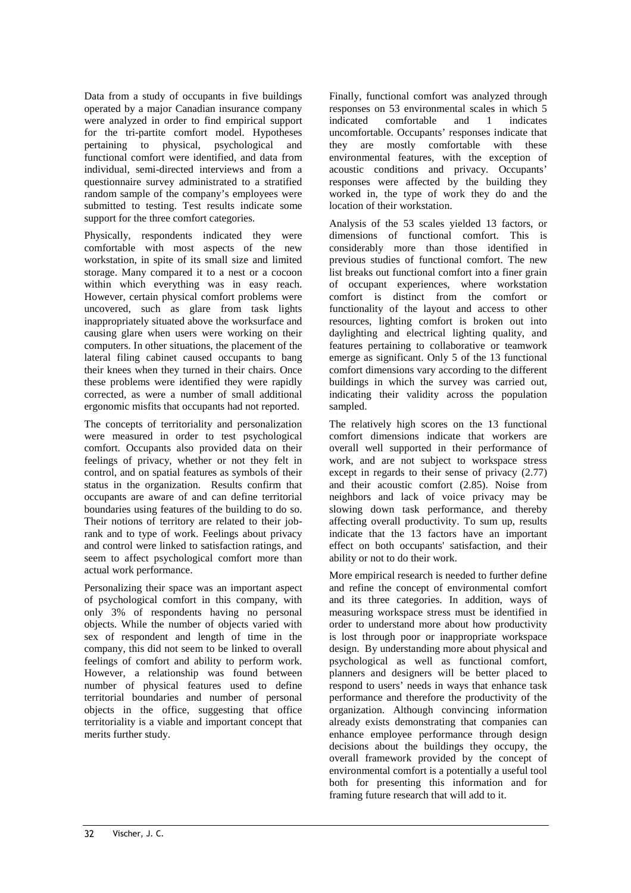Data from a study of occupants in five buildings operated by a major Canadian insurance company were analyzed in order to find empirical support for the tri-partite comfort model. Hypotheses pertaining to physical, psychological and functional comfort were identified, and data from individual, semi-directed interviews and from a questionnaire survey administrated to a stratified random sample of the company's employees were submitted to testing. Test results indicate some support for the three comfort categories.

Physically, respondents indicated they were comfortable with most aspects of the new workstation, in spite of its small size and limited storage. Many compared it to a nest or a cocoon within which everything was in easy reach. However, certain physical comfort problems were uncovered, such as glare from task lights inappropriately situated above the worksurface and causing glare when users were working on their computers. In other situations, the placement of the lateral filing cabinet caused occupants to bang their knees when they turned in their chairs. Once these problems were identified they were rapidly corrected, as were a number of small additional ergonomic misfits that occupants had not reported.

The concepts of territoriality and personalization were measured in order to test psychological comfort. Occupants also provided data on their feelings of privacy, whether or not they felt in control, and on spatial features as symbols of their status in the organization. Results confirm that occupants are aware of and can define territorial boundaries using features of the building to do so. Their notions of territory are related to their job-rank and to type of work. Feelings about privacy and control were linked to satisfaction ratings, and seem to affect psychological comfort more than actual work performance.

Personalizing their space was an important aspect of psychological comfort in this company, with only 3% of respondents having no personal objects. While the number of objects varied with sex of respondent and length of time in the company, this did not seem to be linked to overall feelings of comfort and ability to perform work. However, a relationship was found between number of physical features used to define territorial boundaries and number of personal objects in the office, suggesting that office territoriality is a viable and important concept that merits further study.

Finally, functional comfort was analyzed through responses on 53 environmental scales in which 5 indicated comfortable and 1 indicates uncomfortable. Occupants' responses indicate that they are mostly comfortable with these environmental features, with the exception of acoustic conditions and privacy. Occupants' responses were affected by the building they worked in, the type of work they do and the location of their workstation.

Analysis of the 53 scales yielded 13 factors, or dimensions of functional comfort. This is considerably more than those identified in previous studies of functional comfort. The new list breaks out functional comfort into a finer grain of occupant experiences, where workstation comfort is distinct from the comfort or functionality of the layout and access to other resources, lighting comfort is broken out into daylighting and electrical lighting quality, and features pertaining to collaborative or teamwork emerge as significant. Only 5 of the 13 functional comfort dimensions vary according to the different buildings in which the survey was carried out, indicating their validity across the population sampled.

The relatively high scores on the 13 functional comfort dimensions indicate that workers are overall well supported in their performance of work, and are not subject to workspace stress except in regards to their sense of privacy (2.77) and their acoustic comfort (2.85). Noise from neighbors and lack of voice privacy may be slowing down task performance, and thereby affecting overall productivity. To sum up, results indicate that the 13 factors have an important effect on both occupants' satisfaction, and their ability or not to do their work.

More empirical research is needed to further define and refine the concept of environmental comfort and its three categories. In addition, ways of measuring workspace stress must be identified in order to understand more about how productivity is lost through poor or inappropriate workspace design. By understanding more about physical and psychological as well as functional comfort, planners and designers will be better placed to respond to users' needs in ways that enhance task performance and therefore the productivity of the organization. Although convincing information already exists demonstrating that companies can enhance employee performance through design decisions about the buildings they occupy, the overall framework provided by the concept of environmental comfort is a potentially a useful tool both for presenting this information and for framing future research that will add to it.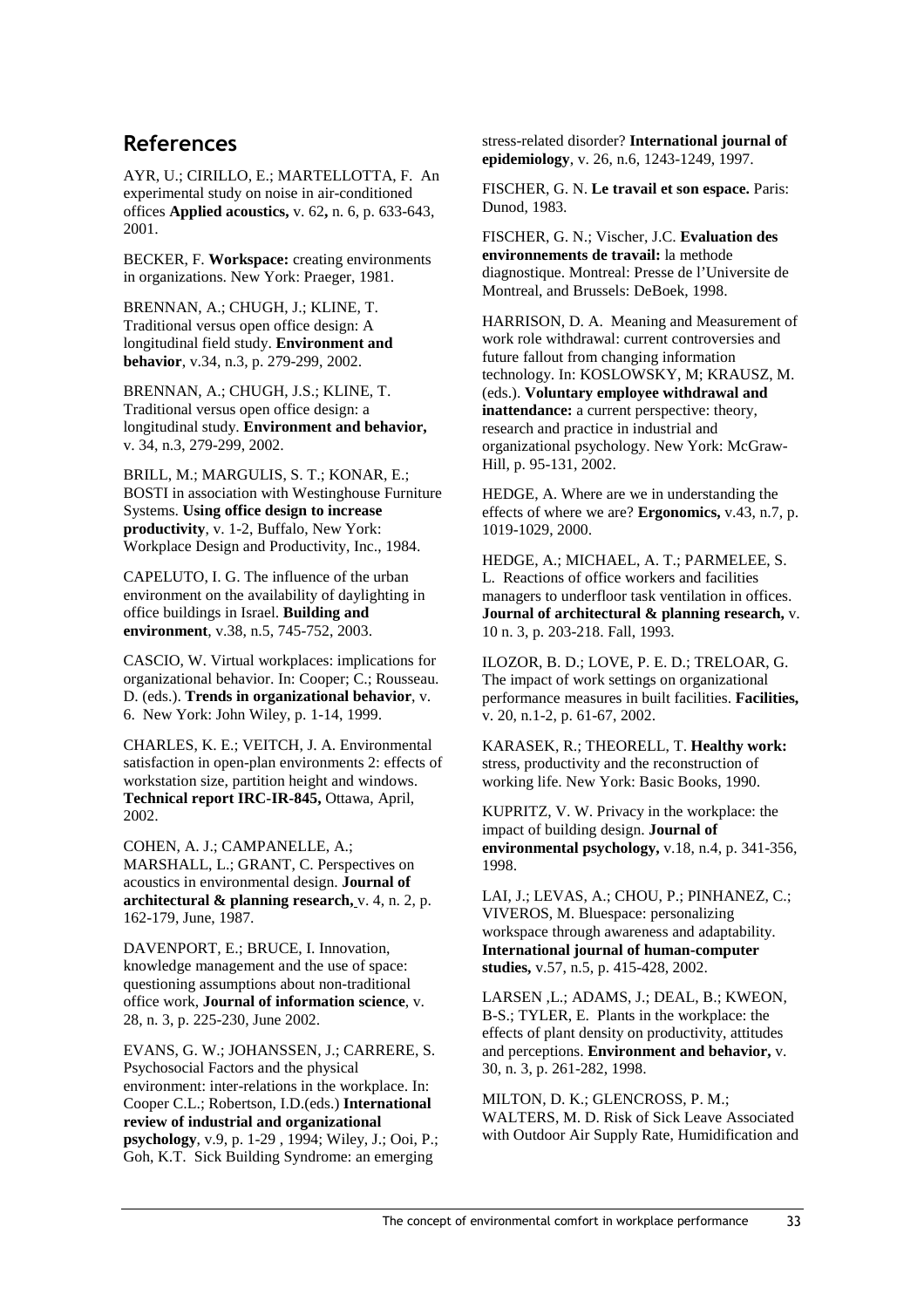## References

AYR, U.; CIRILLO, E.; MARTELLOTTA, F. An experimental study on noise in air-conditioned offices **Applied acoustics,** v. 62**,** n. 6, p. 633-643, 2001.

BECKER, F. **Workspace:** creating environments in organizations. New York: Praeger, 1981.

BRENNAN, A.; CHUGH, J.; KLINE, T. Traditional versus open office design: A longitudinal field study. **Environment and behavior**, v.34, n.3, p. 279-299, 2002.

BRENNAN, A.; CHUGH, J.S.; KLINE, T. Traditional versus open office design: a longitudinal study. **Environment and behavior,** v. 34, n.3, 279-299, 2002.

BRILL, M.; MARGULIS, S. T.; KONAR, E.; BOSTI in association with Westinghouse Furniture Systems. **Using office design to increase productivity**, v. 1-2, Buffalo, New York: Workplace Design and Productivity, Inc., 1984.

CAPELUTO, I. G. The influence of the urban environment on the availability of daylighting in office buildings in Israel. **Building and environment**, v.38, n.5, 745-752, 2003.

CASCIO, W. Virtual workplaces: implications for organizational behavior. In: Cooper; C.; Rousseau. D. (eds.). **Trends in organizational behavior**, v. 6. New York: John Wiley, p. 1-14, 1999.

CHARLES, K. E.; VEITCH, J. A. Environmental satisfaction in open-plan environments 2: effects of workstation size, partition height and windows. **Technical report IRC-IR-845,** Ottawa, April, 2002.

COHEN, A. J.; CAMPANELLE, A.; MARSHALL, L.; GRANT, C. Perspectives on acoustics in environmental design. **Journal of architectural & planning research,** v. 4, n. 2, p. 162-179, June, 1987.

DAVENPORT, E.; BRUCE, I. Innovation, knowledge management and the use of space: questioning assumptions about non-traditional office work, **Journal of information science**, v. 28, n. 3, p. 225-230, June 2002.

EVANS, G. W.; JOHANSSEN, J.; CARRERE, S. Psychosocial Factors and the physical environment: inter-relations in the workplace. In: Cooper C.L.; Robertson, I.D.(eds.) **International review of industrial and organizational psychology**, v.9, p. 1-29 , 1994; Wiley, J.; Ooi, P.; Goh, K.T. Sick Building Syndrome: an emerging stress-related disorder? **International journal of epidemiology**, v. 26, n.6, 1243-1249, 1997.

FISCHER, G. N. **Le travail et son espace.** Paris: Dunod, 1983.

FISCHER, G. N.; Vischer, J.C. **Evaluation des environnements de travail:** la methode diagnostique. Montreal: Presse de l'Universite de Montreal, and Brussels: DeBoek, 1998.

HARRISON, D. A. Meaning and Measurement of work role withdrawal: current controversies and future fallout from changing information technology. In: KOSLOWSKY, M; KRAUSZ, M. (eds.). **Voluntary employee withdrawal and inattendance:** a current perspective: theory, research and practice in industrial and organizational psychology. New York: McGraw-Hill, p. 95-131, 2002.

HEDGE, A. Where are we in understanding the effects of where we are? **Ergonomics,** v.43, n.7, p. 1019-1029, 2000.

HEDGE, A.; MICHAEL, A. T.; PARMELEE, S. L. Reactions of office workers and facilities managers to underfloor task ventilation in offices. **Journal of architectural & planning research,** v. 10 n. 3, p. 203-218. Fall, 1993.

ILOZOR, B. D.; LOVE, P. E. D.; TRELOAR, G. The impact of work settings on organizational performance measures in built facilities. **Facilities,** v. 20, n.1-2, p. 61-67, 2002.

KARASEK, R.; THEORELL, T. **Healthy work:** stress, productivity and the reconstruction of working life. New York: Basic Books, 1990.

KUPRITZ, V. W. Privacy in the workplace: the impact of building design. **Journal of environmental psychology,** v.18, n.4, p. 341-356, 1998.

LAI, J.; LEVAS, A.; CHOU, P.; PINHANEZ, C.; VIVEROS, M. Bluespace: personalizing workspace through awareness and adaptability. **International journal of human-computer studies,** v.57, n.5, p. 415-428, 2002.

LARSEN ,L.; ADAMS, J.; DEAL, B.; KWEON, B-S.; TYLER, E. Plants in the workplace: the effects of plant density on productivity, attitudes and perceptions. **Environment and behavior,** v. 30, n. 3, p. 261-282, 1998.

MILTON, D. K.; GLENCROSS, P. M.; WALTERS, M. D. Risk of Sick Leave Associated with Outdoor Air Supply Rate, Humidification and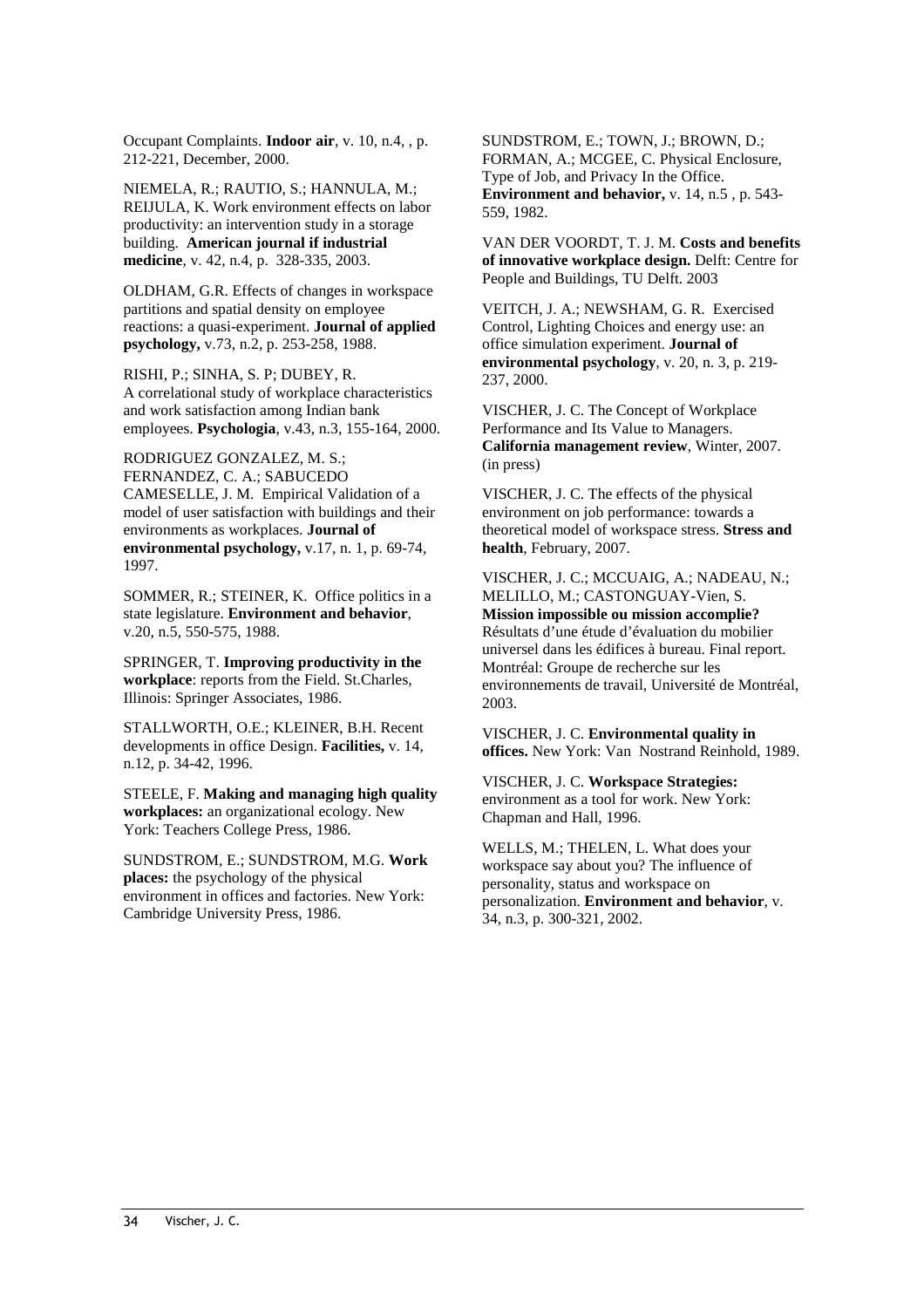Occupant Complaints. **Indoor air**, v. 10, n.4, , p. 212-221, December, 2000.

NIEMELA, R.; RAUTIO, S.; HANNULA, M.; REIJULA, K. Work environment effects on labor productivity: an intervention study in a storage building. **American journal if industrial medicine**, v. 42, n.4, p. 328-335, 2003.

OLDHAM, G.R. Effects of changes in workspace partitions and spatial density on employee reactions: a quasi-experiment. **Journal of applied psychology,** v.73, n.2, p. 253-258, 1988.

RISHI, P.; SINHA, S. P; DUBEY, R. A correlational study of workplace characteristics and work satisfaction among Indian bank employees. **Psychologia**, v.43, n.3, 155-164, 2000.

RODRIGUEZ GONZALEZ, M. S.; FERNANDEZ, C. A.; SABUCEDO CAMESELLE, J. M. Empirical Validation of a model of user satisfaction with buildings and their environments as workplaces. **Journal of environmental psychology,** v.17, n. 1, p. 69-74, 1997.

SOMMER, R.; STEINER, K. Office politics in a state legislature. **Environment and behavior**, v.20, n.5, 550-575, 1988.

SPRINGER, T. **Improving productivity in the workplace**: reports from the Field. St.Charles, Illinois: Springer Associates, 1986.

STALLWORTH, O.E.; KLEINER, B.H. Recent developments in office Design. **Facilities,** v. 14, n.12, p. 34-42, 1996.

STEELE, F. **Making and managing high quality workplaces:** an organizational ecology. New York: Teachers College Press, 1986.

SUNDSTROM, E.; SUNDSTROM, M.G. **Work places:** the psychology of the physical environment in offices and factories. New York: Cambridge University Press, 1986.

SUNDSTROM, E.; TOWN, J.; BROWN, D.; FORMAN, A.; MCGEE, C. Physical Enclosure, Type of Job, and Privacy In the Office. **Environment and behavior,** v. 14, n.5 , p. 543-559, 1982.

VAN DER VOORDT, T. J. M. **Costs and benefits of innovative workplace design.** Delft: Centre for People and Buildings, TU Delft. 2003

VEITCH, J. A.; NEWSHAM, G. R. Exercised Control, Lighting Choices and energy use: an office simulation experiment. **Journal of environmental psychology**, v. 20, n. 3, p. 219-237, 2000.

VISCHER, J. C. The Concept of Workplace Performance and Its Value to Managers. **California management review**, Winter, 2007. (in press)

VISCHER, J. C. The effects of the physical environment on job performance: towards a theoretical model of workspace stress. **Stress and health**, February, 2007.

VISCHER, J. C.; MCCUAIG, A.; NADEAU, N.; MELILLO, M.; CASTONGUAY-Vien, S. **Mission impossible ou mission accomplie?** Résultats d'une étude d'évaluation du mobilier universel dans les édifices à bureau. Final report. Montréal: Groupe de recherche sur les environnements de travail, Université de Montréal, 2003.

VISCHER, J. C. **Environmental quality in offices.** New York: Van Nostrand Reinhold, 1989.

VISCHER, J. C. **Workspace Strategies:** environment as a tool for work. New York: Chapman and Hall, 1996.

WELLS, M.; THELEN, L. What does your workspace say about you? The influence of personality, status and workspace on personalization. **Environment and behavior**, v. 34, n.3, p. 300-321, 2002.